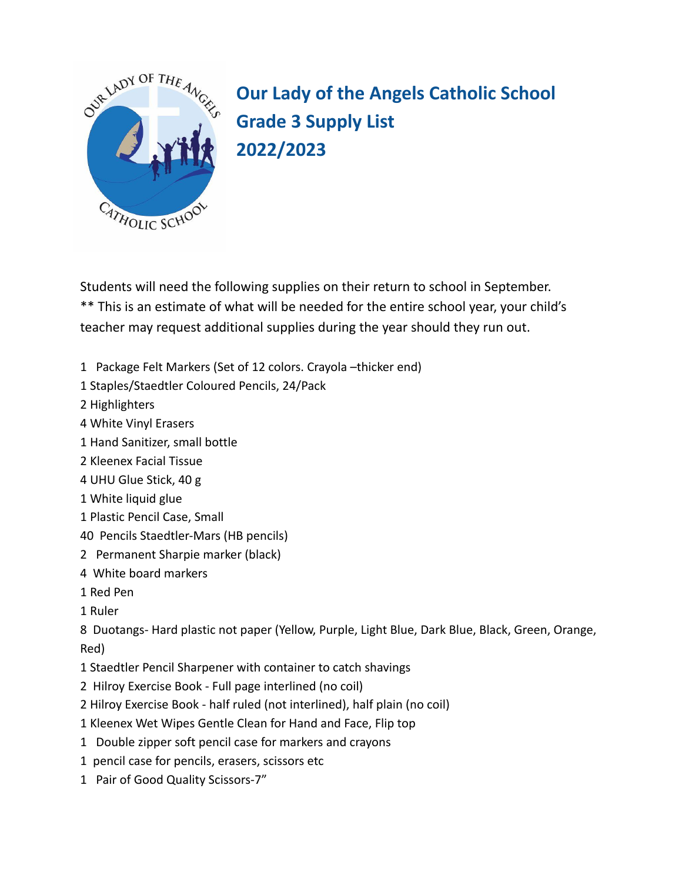# Our Lady of the Angels Catholic School
# Grade 3 Supply List
# 2022/2023

Students will need the following supplies on their return to school in September.
** This is an estimate of what will be needed for the entire school year, your child's teacher may request additional supplies during the year should they run out.

1 Package Felt Markers (Set of 12 colors. Crayola –thicker end)
1 Staples/Staedtler Coloured Pencils, 24/Pack
2 Highlighters
4 White Vinyl Erasers
1 Hand Sanitizer, small bottle
2 Kleenex Facial Tissue
4 UHU Glue Stick, 40 g
1 White liquid glue
1 Plastic Pencil Case, Small
40 Pencils Staedtler-Mars (HB pencils)
2 Permanent Sharpie marker (black)
4 White board markers
1 Red Pen
1 Ruler
8 Duotangs- Hard plastic not paper (Yellow, Purple, Light Blue, Dark Blue, Black, Green, Orange, Red)
1 Staedtler Pencil Sharpener with container to catch shavings
2 Hilroy Exercise Book - Full page interlined (no coil)
2 Hilroy Exercise Book - half ruled (not interlined), half plain (no coil)
1 Kleenex Wet Wipes Gentle Clean for Hand and Face, Flip top
1 Double zipper soft pencil case for markers and crayons
1 pencil case for pencils, erasers, scissors etc
1 Pair of Good Quality Scissors-7"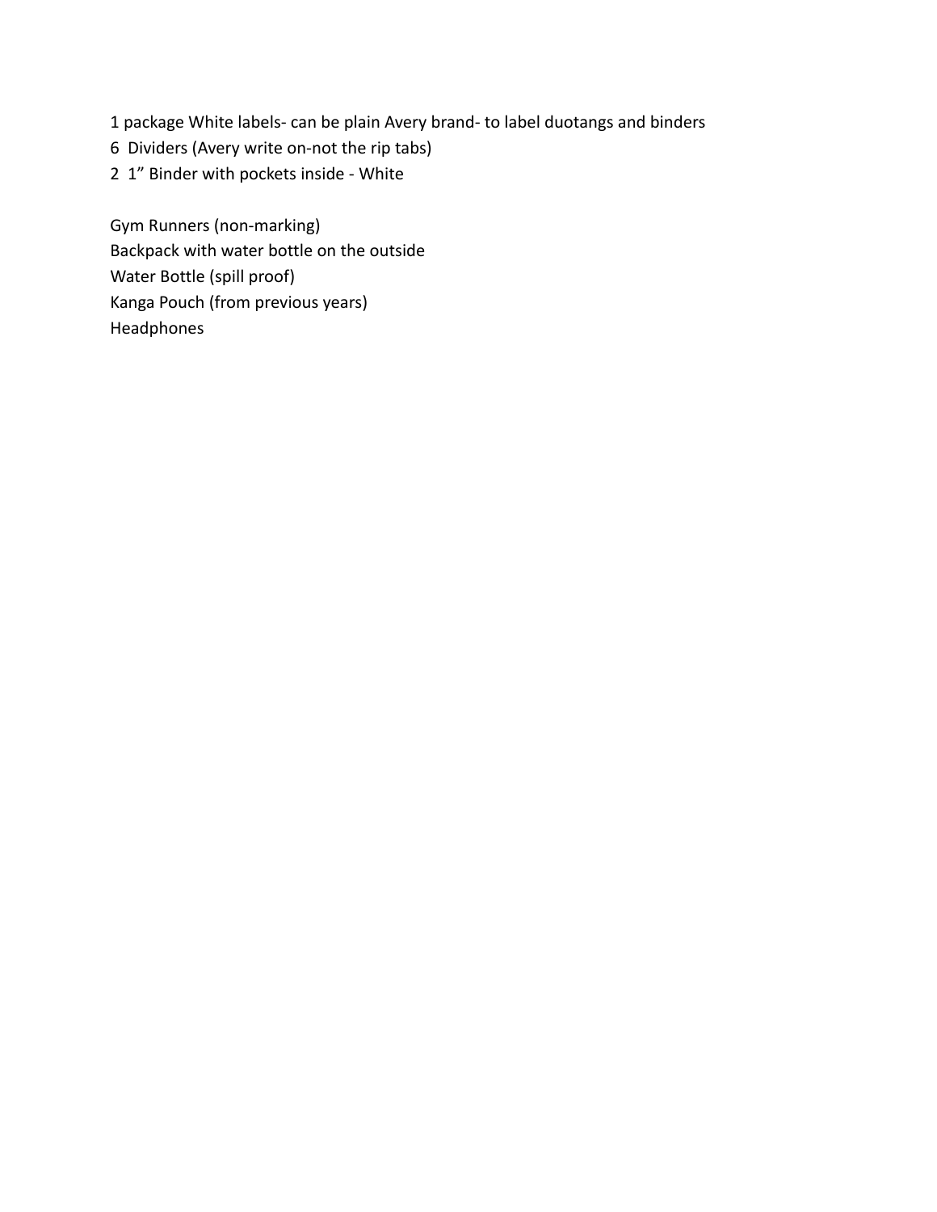1 package White labels- can be plain Avery brand- to label duotangs and binders
6  Dividers (Avery write on-not the rip tabs)
2  1” Binder with pockets inside - White

Gym Runners (non-marking)
Backpack with water bottle on the outside
Water Bottle (spill proof)
Kanga Pouch (from previous years)
Headphones